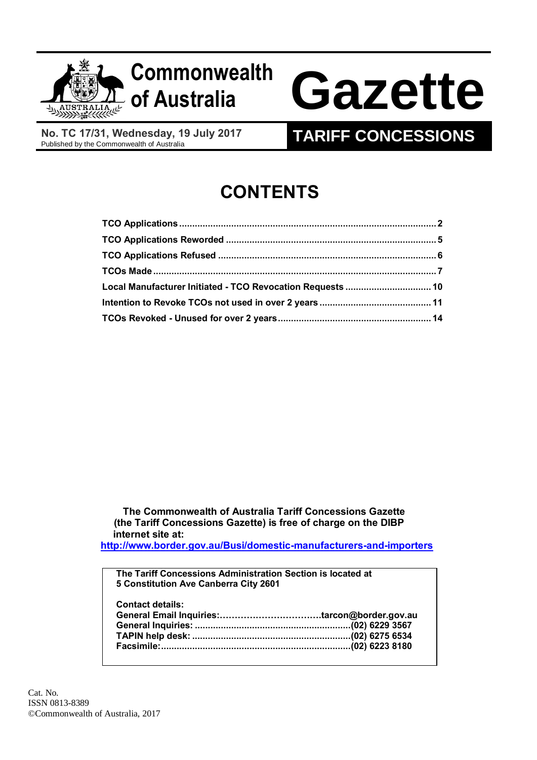# Commonwealth of Australia Gazette

**No. TC 17/31, Wednesday, 19 July 2017**
Published by the Commonwealth of Australia

## TARIFF CONCESSIONS

# CONTENTS

**TCO Applications** .......... 2
**TCO Applications Reworded** .......... 5
**TCO Applications Refused** .......... 6
**TCOs Made** .......... 7
**Local Manufacturer Initiated - TCO Revocation Requests** .......... 10
**Intention to Revoke TCOs not used in over 2 years** .......... 11
**TCOs Revoked - Unused for over 2 years** .......... 14

**The Commonwealth of Australia Tariff Concessions Gazette (the Tariff Concessions Gazette) is free of charge on the DIBP internet site at:**
**http://www.border.gov.au/Busi/domestic-manufacturers-and-importers**

**The Tariff Concessions Administration Section is located at 5 Constitution Ave Canberra City 2601**

**Contact details:**
**General Email Inquiries:..........tarcon@border.gov.au**
**General Inquiries: ..........(02) 6229 3567**
**TAPIN help desk: ..........(02) 6275 6534**
**Facsimile:..........(02) 6223 8180**

Cat. No.
ISSN 0813-8389
©Commonwealth of Australia, 2017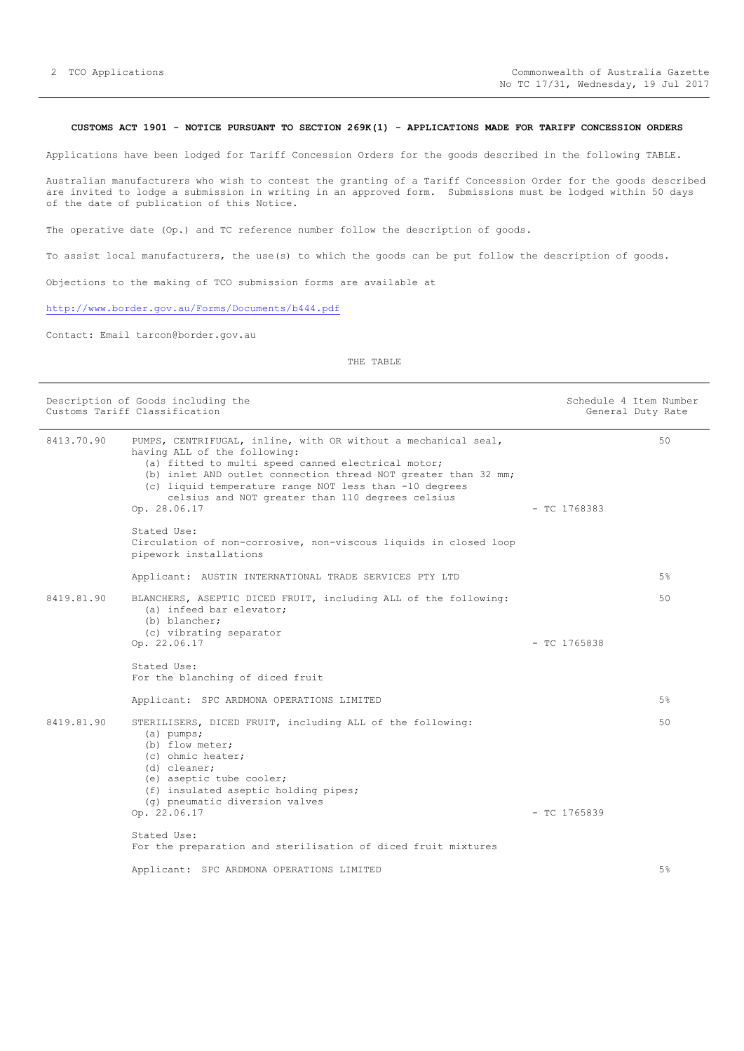**CUSTOMS ACT 1901 - NOTICE PURSUANT TO SECTION 269K(1) - APPLICATIONS MADE FOR TARIFF CONCESSION ORDERS**

Applications have been lodged for Tariff Concession Orders for the goods described in the following TABLE.

Australian manufacturers who wish to contest the granting of a Tariff Concession Order for the goods described are invited to lodge a submission in writing in an approved form. Submissions must be lodged within 50 days of the date of publication of this Notice.

The operative date (Op.) and TC reference number follow the description of goods.

To assist local manufacturers, the use(s) to which the goods can be put follow the description of goods.

Objections to the making of TCO submission forms are available at

http://www.border.gov.au/Forms/Documents/b444.pdf

Contact: Email tarcon@border.gov.au

THE TABLE

| Description of Goods including the Customs Tariff Classification | | | Schedule 4 Item Number / General Duty Rate |
|---|---|---|---|
| 8413.70.90 | PUMPS, CENTRIFUGAL, inline, with OR without a mechanical seal, having ALL of the following:<br>(a) fitted to multi speed canned electrical motor;<br>(b) inlet AND outlet connection thread NOT greater than 32 mm;<br>(c) liquid temperature range NOT less than -10 degrees celsius and NOT greater than 110 degrees celsius<br>Op. 28.06.17<br><br>Stated Use:<br>Circulation of non-corrosive, non-viscous liquids in closed loop pipework installations<br><br>Applicant: AUSTIN INTERNATIONAL TRADE SERVICES PTY LTD | - TC 1768383 | 50<br><br>5% |
| 8419.81.90 | BLANCHERS, ASEPTIC DICED FRUIT, including ALL of the following:<br>(a) infeed bar elevator;<br>(b) blancher;<br>(c) vibrating separator<br>Op. 22.06.17<br><br>Stated Use:<br>For the blanching of diced fruit<br><br>Applicant: SPC ARDMONA OPERATIONS LIMITED | - TC 1765838 | 50<br><br>5% |
| 8419.81.90 | STERILISERS, DICED FRUIT, including ALL of the following:<br>(a) pumps;<br>(b) flow meter;<br>(c) ohmic heater;<br>(d) cleaner;<br>(e) aseptic tube cooler;<br>(f) insulated aseptic holding pipes;<br>(g) pneumatic diversion valves<br>Op. 22.06.17<br><br>Stated Use:<br>For the preparation and sterilisation of diced fruit mixtures<br><br>Applicant: SPC ARDMONA OPERATIONS LIMITED | - TC 1765839 | 50<br><br>5% |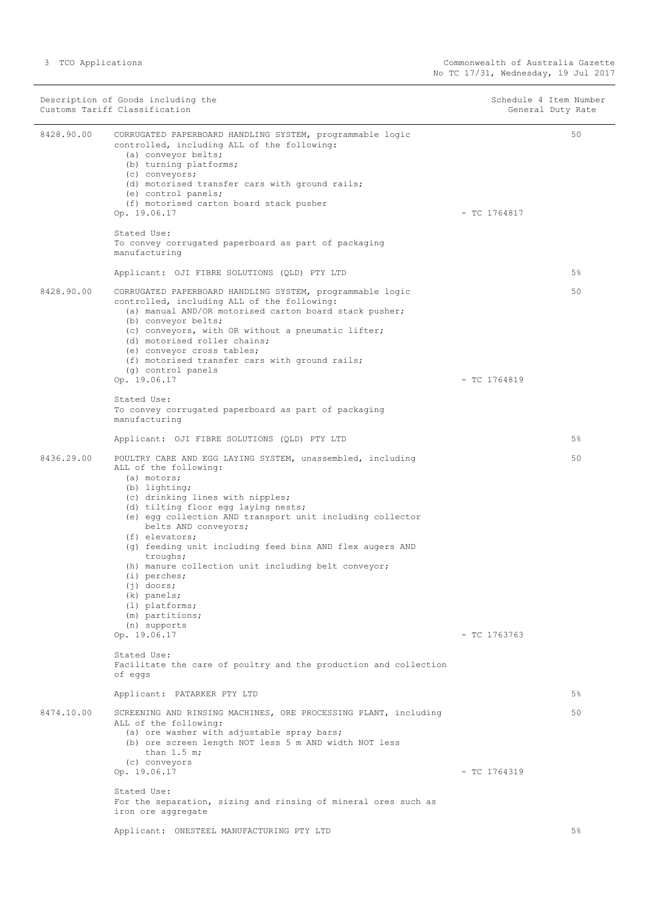| Description of Goods including the Customs Tariff Classification | | Schedule 4 Item Number | General Duty Rate |
|---|---|---|---|
| 8428.90.00 | CORRUGATED PAPERBOARD HANDLING SYSTEM, programmable logic controlled, including ALL of the following:<br>(a) conveyor belts;<br>(b) turning platforms;<br>(c) conveyors;<br>(d) motorised transfer cars with ground rails;<br>(e) control panels;<br>(f) motorised carton board stack pusher<br>Op. 19.06.17<br><br>Stated Use:<br>To convey corrugated paperboard as part of packaging manufacturing<br><br>Applicant: OJI FIBRE SOLUTIONS (QLD) PTY LTD | - TC 1764817 | 50<br><br>5% |
| 8428.90.00 | CORRUGATED PAPERBOARD HANDLING SYSTEM, programmable logic controlled, including ALL of the following:<br>(a) manual AND/OR motorised carton board stack pusher;<br>(b) conveyor belts;<br>(c) conveyors, with OR without a pneumatic lifter;<br>(d) motorised roller chains;<br>(e) conveyor cross tables;<br>(f) motorised transfer cars with ground rails;<br>(g) control panels<br>Op. 19.06.17<br><br>Stated Use:<br>To convey corrugated paperboard as part of packaging manufacturing<br><br>Applicant: OJI FIBRE SOLUTIONS (QLD) PTY LTD | - TC 1764819 | 50<br><br>5% |
| 8436.29.00 | POULTRY CARE AND EGG LAYING SYSTEM, unassembled, including ALL of the following:<br>(a) motors;<br>(b) lighting;<br>(c) drinking lines with nipples;<br>(d) tilting floor egg laying nests;<br>(e) egg collection AND transport unit including collector belts AND conveyors;<br>(f) elevators;<br>(g) feeding unit including feed bins AND flex augers AND troughs;<br>(h) manure collection unit including belt conveyor;<br>(i) perches;<br>(j) doors;<br>(k) panels;<br>(l) platforms;<br>(m) partitions;<br>(n) supports<br>Op. 19.06.17<br><br>Stated Use:<br>Facilitate the care of poultry and the production and collection of eggs<br><br>Applicant: PATARKER PTY LTD | - TC 1763763 | 50<br><br>5% |
| 8474.10.00 | SCREENING AND RINSING MACHINES, ORE PROCESSING PLANT, including ALL of the following:<br>(a) ore washer with adjustable spray bars;<br>(b) ore screen length NOT less 5 m AND width NOT less than 1.5 m;<br>(c) conveyors<br>Op. 19.06.17<br><br>Stated Use:<br>For the separation, sizing and rinsing of mineral ores such as iron ore aggregate<br><br>Applicant: ONESTEEL MANUFACTURING PTY LTD | - TC 1764319 | 50<br><br>5% |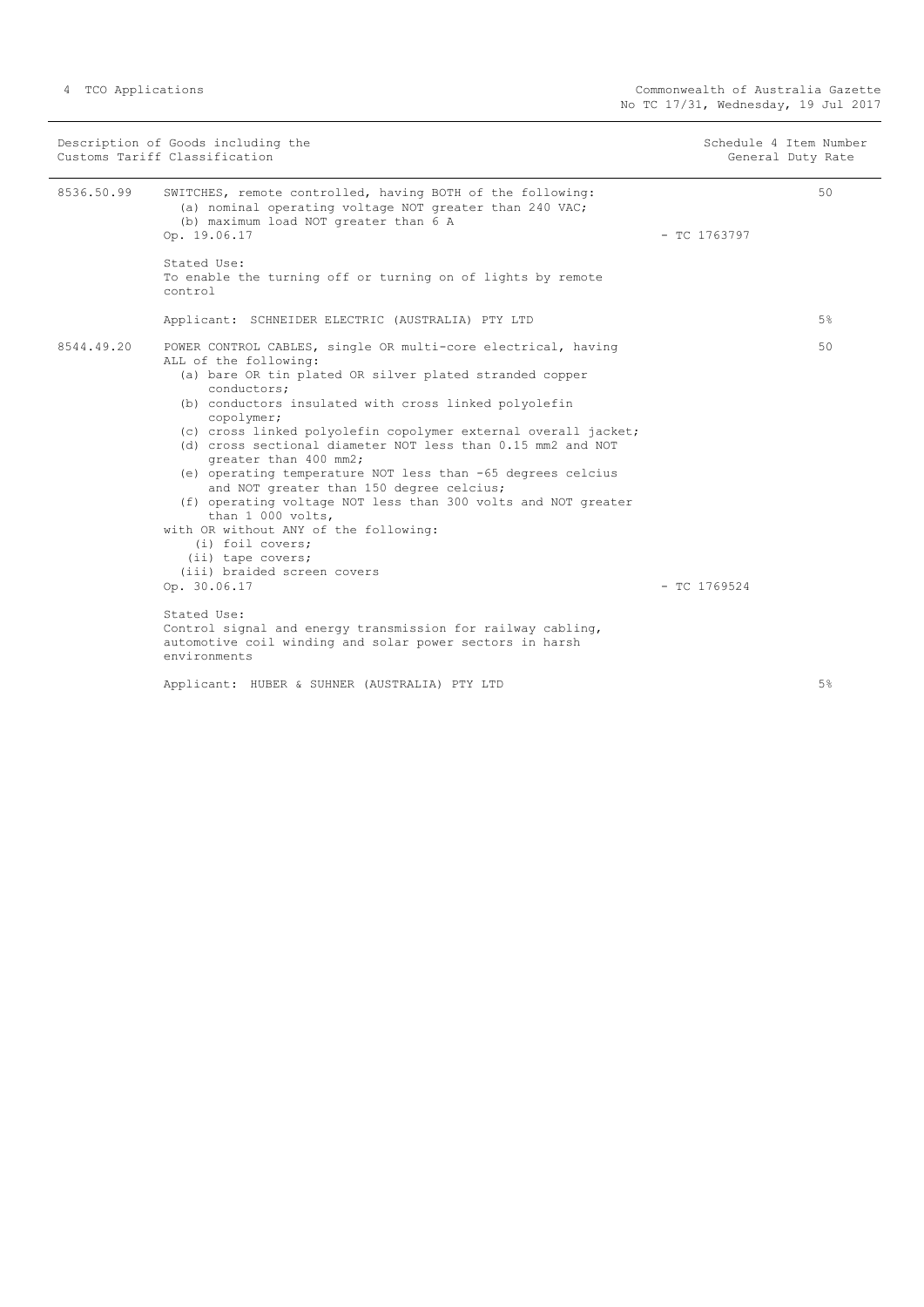| Description of Goods including the Customs Tariff Classification | | | Schedule 4 Item Number General Duty Rate |
|---|---|---|---|
| 8536.50.99 | SWITCHES, remote controlled, having BOTH of the following:<br>(a) nominal operating voltage NOT greater than 240 VAC;<br>(b) maximum load NOT greater than 6 A<br>Op. 19.06.17<br><br>Stated Use:<br>To enable the turning off or turning on of lights by remote control<br><br>Applicant: SCHNEIDER ELECTRIC (AUSTRALIA) PTY LTD | - TC 1763797 | 50<br><br><br><br><br><br><br><br>5% |
| 8544.49.20 | POWER CONTROL CABLES, single OR multi-core electrical, having ALL of the following:<br>(a) bare OR tin plated OR silver plated stranded copper conductors;<br>(b) conductors insulated with cross linked polyolefin copolymer;<br>(c) cross linked polyolefin copolymer external overall jacket;<br>(d) cross sectional diameter NOT less than 0.15 mm2 and NOT greater than 400 mm2;<br>(e) operating temperature NOT less than -65 degrees celcius and NOT greater than 150 degree celcius;<br>(f) operating voltage NOT less than 300 volts and NOT greater than 1 000 volts,<br>with OR without ANY of the following:<br>(i) foil covers;<br>(ii) tape covers;<br>(iii) braided screen covers<br>Op. 30.06.17<br><br>Stated Use:<br>Control signal and energy transmission for railway cabling, automotive coil winding and solar power sectors in harsh environments<br><br>Applicant: HUBER & SUHNER (AUSTRALIA) PTY LTD | - TC 1769524 | 50<br><br><br><br><br><br><br><br><br><br><br><br><br><br><br><br><br><br>5% |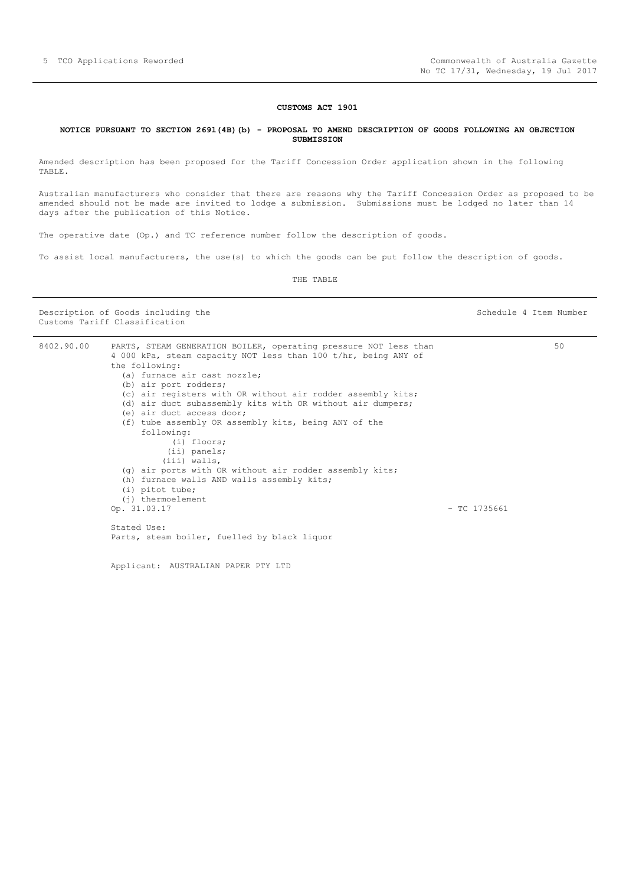**CUSTOMS ACT 1901**

**NOTICE PURSUANT TO SECTION 269l(4B)(b) - PROPOSAL TO AMEND DESCRIPTION OF GOODS FOLLOWING AN OBJECTION SUBMISSION**

Amended description has been proposed for the Tariff Concession Order application shown in the following TABLE.

Australian manufacturers who consider that there are reasons why the Tariff Concession Order as proposed to be amended should not be made are invited to lodge a submission. Submissions must be lodged no later than 14 days after the publication of this Notice.

The operative date (Op.) and TC reference number follow the description of goods.

To assist local manufacturers, the use(s) to which the goods can be put follow the description of goods.

THE TABLE

| Description of Goods including the Customs Tariff Classification | | | Schedule 4 Item Number |
|---|---|---|---|
| 8402.90.00 | PARTS, STEAM GENERATION BOILER, operating pressure NOT less than 4 000 kPa, steam capacity NOT less than 100 t/hr, being ANY of the following:<br>(a) furnace air cast nozzle;<br>(b) air port rodders;<br>(c) air registers with OR without air rodder assembly kits;<br>(d) air duct subassembly kits with OR without air dumpers;<br>(e) air duct access door;<br>(f) tube assembly OR assembly kits, being ANY of the following:<br>(i) floors;<br>(ii) panels;<br>(iii) walls,<br>(g) air ports with OR without air rodder assembly kits;<br>(h) furnace walls AND walls assembly kits;<br>(i) pitot tube;<br>(j) thermoelement<br>Op. 31.03.17<br><br>Stated Use:<br>Parts, steam boiler, fuelled by black liquor<br><br>Applicant: AUSTRALIAN PAPER PTY LTD | - TC 1735661 | 50 |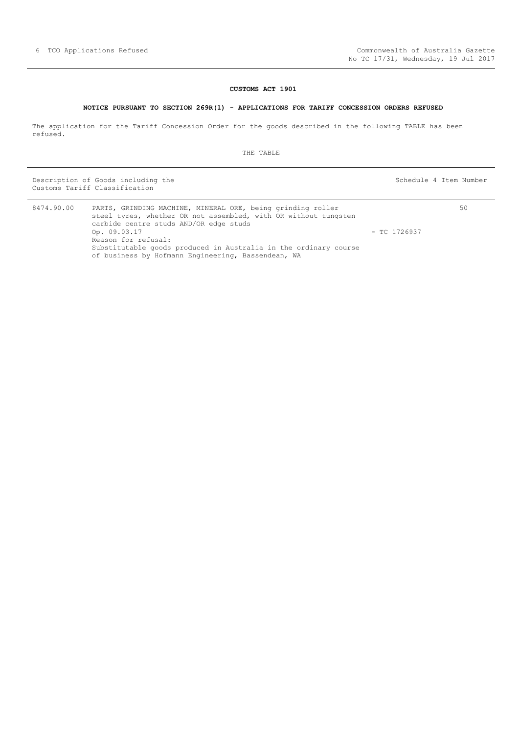## CUSTOMS ACT 1901

### NOTICE PURSUANT TO SECTION 269R(1) - APPLICATIONS FOR TARIFF CONCESSION ORDERS REFUSED

The application for the Tariff Concession Order for the goods described in the following TABLE has been refused.

THE TABLE

| Description of Goods including the Customs Tariff Classification | | | Schedule 4 Item Number |
|---|---|---|---|
| 8474.90.00 | PARTS, GRINDING MACHINE, MINERAL ORE, being grinding roller steel tyres, whether OR not assembled, with OR without tungsten carbide centre studs AND/OR edge studs<br>Op. 09.03.17<br>Reason for refusal:<br>Substitutable goods produced in Australia in the ordinary course of business by Hofmann Engineering, Bassendean, WA | - TC 1726937 | 50 |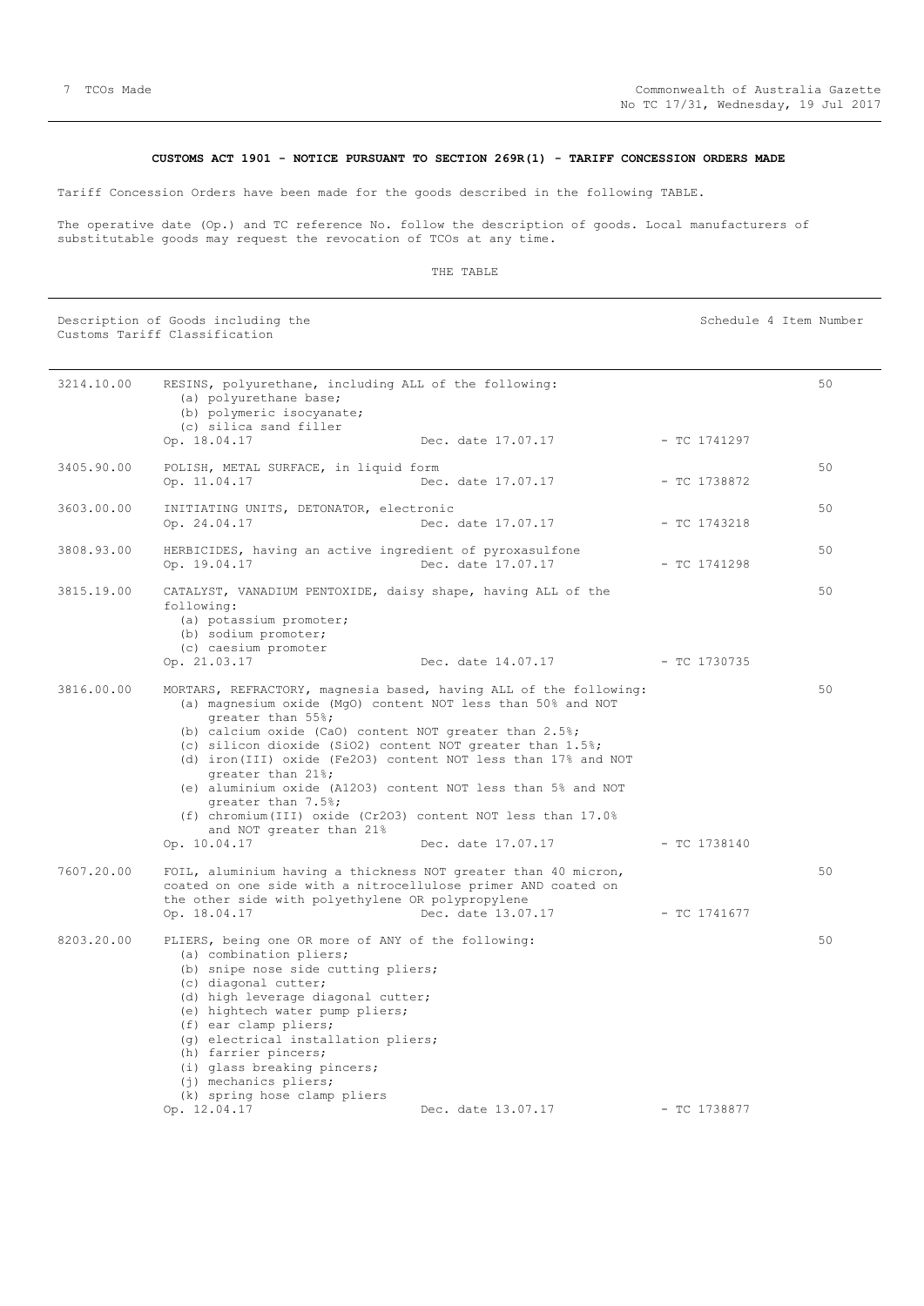**CUSTOMS ACT 1901 - NOTICE PURSUANT TO SECTION 269R(1) - TARIFF CONCESSION ORDERS MADE**

Tariff Concession Orders have been made for the goods described in the following TABLE.

The operative date (Op.) and TC reference No. follow the description of goods. Local manufacturers of substitutable goods may request the revocation of TCOs at any time.

THE TABLE

| | Description of Goods including the Customs Tariff Classification | | | Schedule 4 Item Number |
|---|---|---|---|---|
| 3214.10.00 | RESINS, polyurethane, including ALL of the following:<br>(a) polyurethane base;<br>(b) polymeric isocyanate;<br>(c) silica sand filler<br>Op. 18.04.17 | Dec. date 17.07.17 | - TC 1741297 | 50 |
| 3405.90.00 | POLISH, METAL SURFACE, in liquid form<br>Op. 11.04.17 | Dec. date 17.07.17 | - TC 1738872 | 50 |
| 3603.00.00 | INITIATING UNITS, DETONATOR, electronic<br>Op. 24.04.17 | Dec. date 17.07.17 | - TC 1743218 | 50 |
| 3808.93.00 | HERBICIDES, having an active ingredient of pyroxasulfone<br>Op. 19.04.17 | Dec. date 17.07.17 | - TC 1741298 | 50 |
| 3815.19.00 | CATALYST, VANADIUM PENTOXIDE, daisy shape, having ALL of the following:<br>(a) potassium promoter;<br>(b) sodium promoter;<br>(c) caesium promoter<br>Op. 21.03.17 | Dec. date 14.07.17 | - TC 1730735 | 50 |
| 3816.00.00 | MORTARS, REFRACTORY, magnesia based, having ALL of the following:<br>(a) magnesium oxide (MgO) content NOT less than 50% and NOT greater than 55%;<br>(b) calcium oxide (CaO) content NOT greater than 2.5%;<br>(c) silicon dioxide ($SiO_2$) content NOT greater than 1.5%;<br>(d) iron(III) oxide ($Fe_2O_3$) content NOT less than 17% and NOT greater than 21%;<br>(e) aluminium oxide ($Al_2O_3$) content NOT less than 5% and NOT greater than 7.5%;<br>(f) chromium(III) oxide ($Cr_2O_3$) content NOT less than 17.0% and NOT greater than 21%<br>Op. 10.04.17 | Dec. date 17.07.17 | - TC 1738140 | 50 |
| 7607.20.00 | FOIL, aluminium having a thickness NOT greater than 40 micron, coated on one side with a nitrocellulose primer AND coated on the other side with polyethylene OR polypropylene<br>Op. 18.04.17 | Dec. date 13.07.17 | - TC 1741677 | 50 |
| 8203.20.00 | PLIERS, being one OR more of ANY of the following:<br>(a) combination pliers;<br>(b) snipe nose side cutting pliers;<br>(c) diagonal cutter;<br>(d) high leverage diagonal cutter;<br>(e) hightech water pump pliers;<br>(f) ear clamp pliers;<br>(g) electrical installation pliers;<br>(h) farrier pincers;<br>(i) glass breaking pincers;<br>(j) mechanics pliers;<br>(k) spring hose clamp pliers<br>Op. 12.04.17 | Dec. date 13.07.17 | - TC 1738877 | 50 |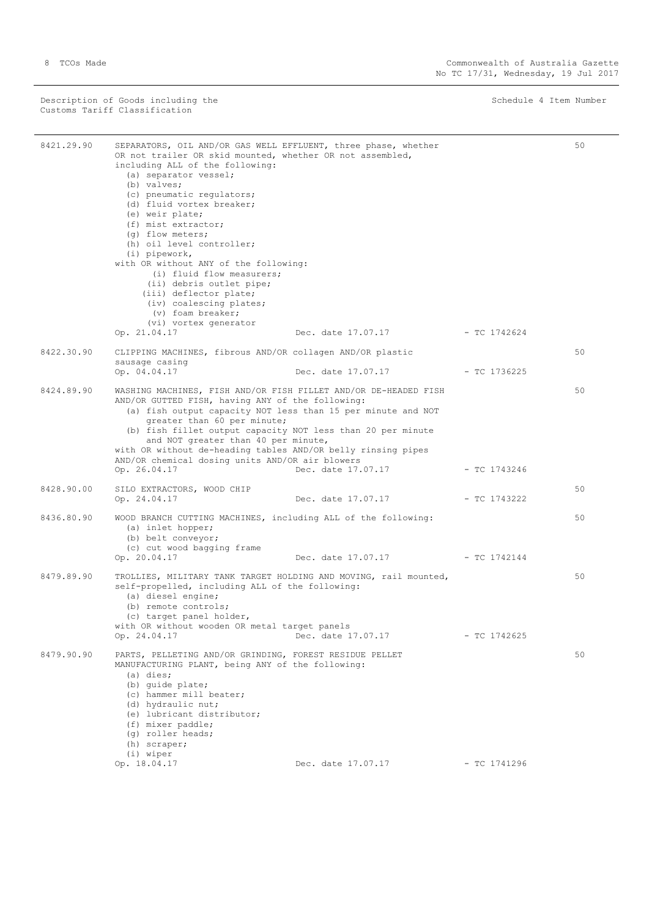Description of Goods including the Customs Tariff Classification — Schedule 4 Item Number

| Tariff | Description of Goods | Schedule 4 Item Number |
|---|---|---|
| 8421.29.90 | SEPARATORS, OIL AND/OR GAS WELL EFFLUENT, three phase, whether OR not trailer OR skid mounted, whether OR not assembled, including ALL of the following:<br>(a) separator vessel;<br>(b) valves;<br>(c) pneumatic regulators;<br>(d) fluid vortex breaker;<br>(e) weir plate;<br>(f) mist extractor;<br>(g) flow meters;<br>(h) oil level controller;<br>(i) pipework,<br>with OR without ANY of the following:<br>(i) fluid flow measurers;<br>(ii) debris outlet pipe;<br>(iii) deflector plate;<br>(iv) coalescing plates;<br>(v) foam breaker;<br>(vi) vortex generator<br>Op. 21.04.17 Dec. date 17.07.17 - TC 1742624 | 50 |
| 8422.30.90 | CLIPPING MACHINES, fibrous AND/OR collagen AND/OR plastic sausage casing<br>Op. 04.04.17 Dec. date 17.07.17 - TC 1736225 | 50 |
| 8424.89.90 | WASHING MACHINES, FISH AND/OR FISH FILLET AND/OR DE-HEADED FISH AND/OR GUTTED FISH, having ANY of the following:<br>(a) fish output capacity NOT less than 15 per minute and NOT greater than 60 per minute;<br>(b) fish fillet output capacity NOT less than 20 per minute and NOT greater than 40 per minute,<br>with OR without de-heading tables AND/OR belly rinsing pipes AND/OR chemical dosing units AND/OR air blowers<br>Op. 26.04.17 Dec. date 17.07.17 - TC 1743246 | 50 |
| 8428.90.00 | SILO EXTRACTORS, WOOD CHIP<br>Op. 24.04.17 Dec. date 17.07.17 - TC 1743222 | 50 |
| 8436.80.90 | WOOD BRANCH CUTTING MACHINES, including ALL of the following:<br>(a) inlet hopper;<br>(b) belt conveyor;<br>(c) cut wood bagging frame<br>Op. 20.04.17 Dec. date 17.07.17 - TC 1742144 | 50 |
| 8479.89.90 | TROLLIES, MILITARY TANK TARGET HOLDING AND MOVING, rail mounted, self-propelled, including ALL of the following:<br>(a) diesel engine;<br>(b) remote controls;<br>(c) target panel holder,<br>with OR without wooden OR metal target panels<br>Op. 24.04.17 Dec. date 17.07.17 - TC 1742625 | 50 |
| 8479.90.90 | PARTS, PELLETING AND/OR GRINDING, FOREST RESIDUE PELLET MANUFACTURING PLANT, being ANY of the following:<br>(a) dies;<br>(b) guide plate;<br>(c) hammer mill beater;<br>(d) hydraulic nut;<br>(e) lubricant distributor;<br>(f) mixer paddle;<br>(g) roller heads;<br>(h) scraper;<br>(i) wiper<br>Op. 18.04.17 Dec. date 17.07.17 - TC 1741296 | 50 |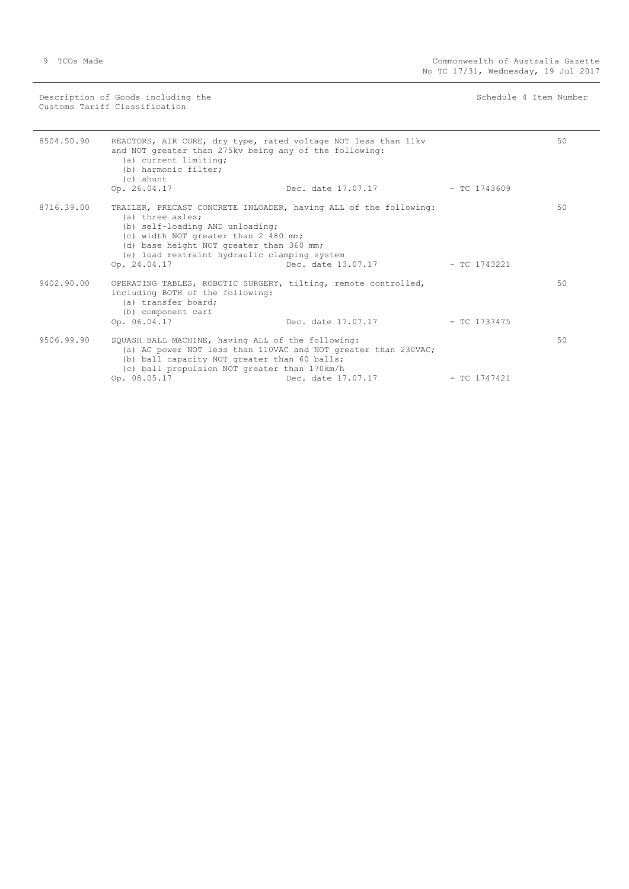| Description of Goods including the Customs Tariff Classification | | | | Schedule 4 Item Number |
|---|---|---|---|---|
| 8504.50.90 | REACTORS, AIR CORE, dry type, rated voltage NOT less than 11kv and NOT greater than 275kv being any of the following:<br>(a) current limiting;<br>(b) harmonic filter;<br>(c) shunt<br>Op. 26.04.17 | Dec. date 17.07.17 | - TC 1743609 | 50 |
| 8716.39.00 | TRAILER, PRECAST CONCRETE INLOADER, having ALL of the following:<br>(a) three axles;<br>(b) self-loading AND unloading;<br>(c) width NOT greater than 2 480 mm;<br>(d) base height NOT greater than 360 mm;<br>(e) load restraint hydraulic clamping system<br>Op. 24.04.17 | Dec. date 13.07.17 | - TC 1743221 | 50 |
| 9402.90.00 | OPERATING TABLES, ROBOTIC SURGERY, tilting, remote controlled, including BOTH of the following:<br>(a) transfer board;<br>(b) component cart<br>Op. 06.04.17 | Dec. date 17.07.17 | - TC 1737475 | 50 |
| 9506.99.90 | SQUASH BALL MACHINE, having ALL of the following:<br>(a) AC power NOT less than 110VAC and NOT greater than 230VAC;<br>(b) ball capacity NOT greater than 60 balls;<br>(c) ball propulsion NOT greater than 170km/h<br>Op. 08.05.17 | Dec. date 17.07.17 | - TC 1747421 | 50 |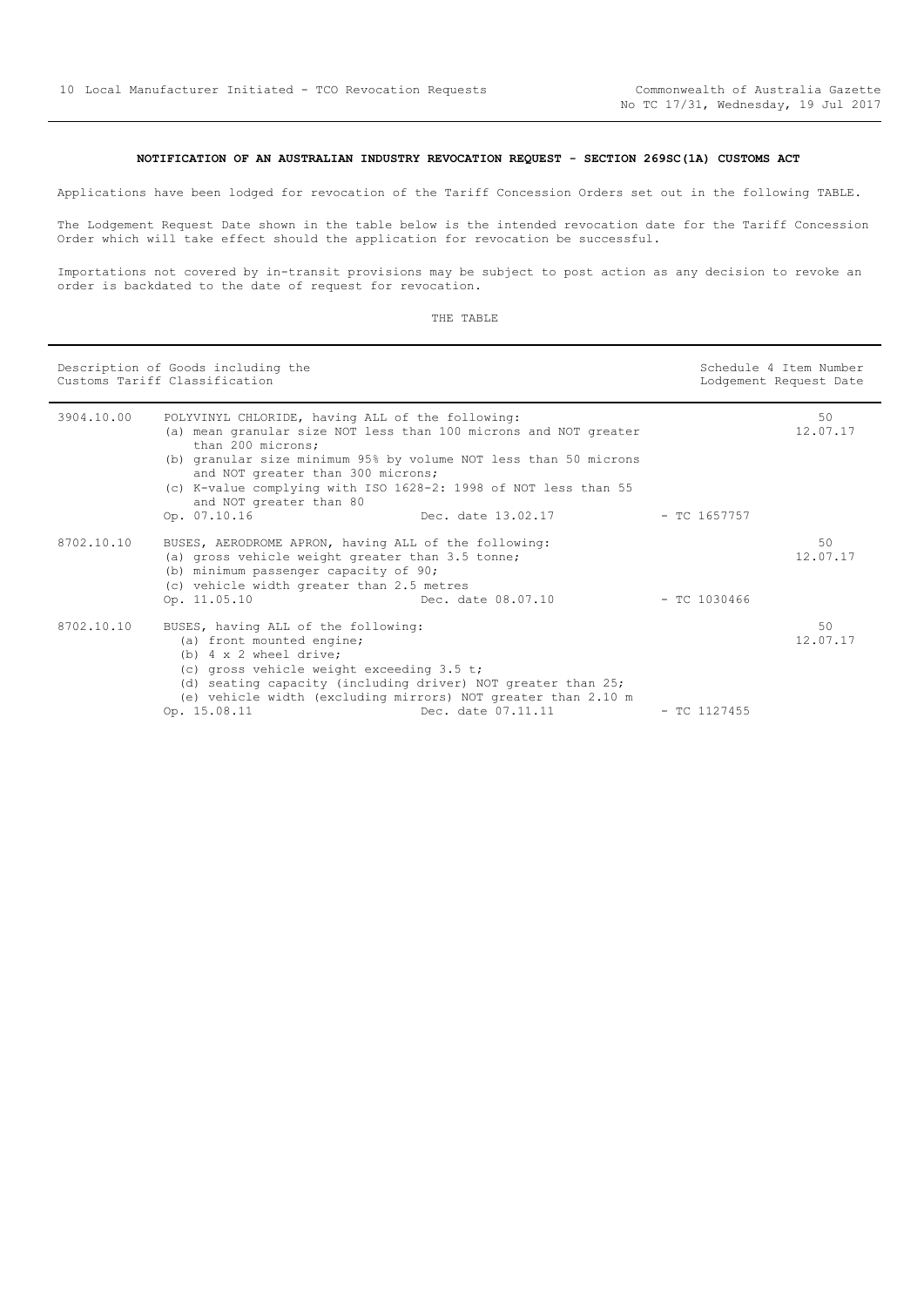**NOTIFICATION OF AN AUSTRALIAN INDUSTRY REVOCATION REQUEST - SECTION 269SC(1A) CUSTOMS ACT**

Applications have been lodged for revocation of the Tariff Concession Orders set out in the following TABLE.

The Lodgement Request Date shown in the table below is the intended revocation date for the Tariff Concession Order which will take effect should the application for revocation be successful.

Importations not covered by in-transit provisions may be subject to post action as any decision to revoke an order is backdated to the date of request for revocation.

THE TABLE

| Description of Goods including the Customs Tariff Classification | | Schedule 4 Item Number Lodgement Request Date |
|---|---|---|
| 3904.10.00 | POLYVINYL CHLORIDE, having ALL of the following:<br>(a) mean granular size NOT less than 100 microns and NOT greater than 200 microns;<br>(b) granular size minimum 95% by volume NOT less than 50 microns and NOT greater than 300 microns;<br>(c) K-value complying with ISO 1628-2: 1998 of NOT less than 55 and NOT greater than 80<br>Op. 07.10.16 Dec. date 13.02.17 - TC 1657757 | 50<br>12.07.17 |
| 8702.10.10 | BUSES, AERODROME APRON, having ALL of the following:<br>(a) gross vehicle weight greater than 3.5 tonne;<br>(b) minimum passenger capacity of 90;<br>(c) vehicle width greater than 2.5 metres<br>Op. 11.05.10 Dec. date 08.07.10 - TC 1030466 | 50<br>12.07.17 |
| 8702.10.10 | BUSES, having ALL of the following:<br>(a) front mounted engine;<br>(b) 4 x 2 wheel drive;<br>(c) gross vehicle weight exceeding 3.5 t;<br>(d) seating capacity (including driver) NOT greater than 25;<br>(e) vehicle width (excluding mirrors) NOT greater than 2.10 m<br>Op. 15.08.11 Dec. date 07.11.11 - TC 1127455 | 50<br>12.07.17 |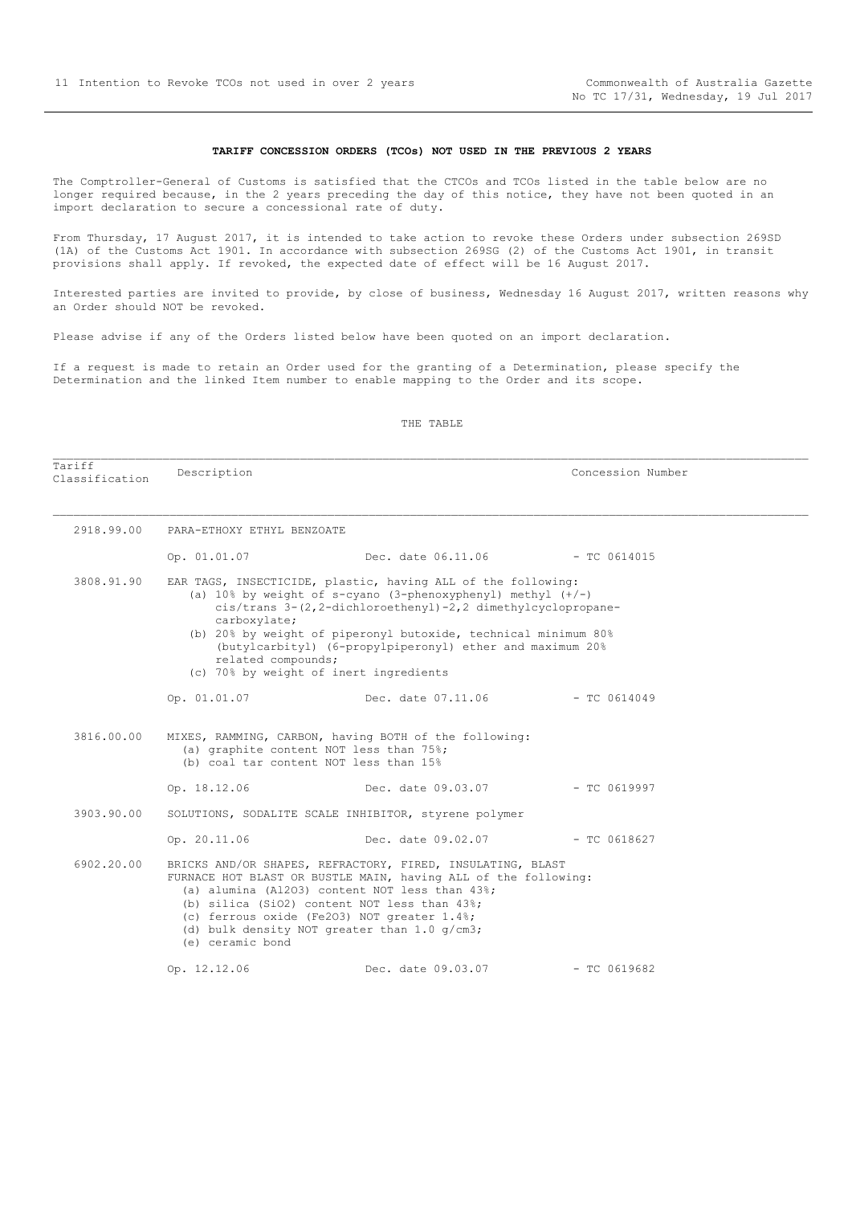**TARIFF CONCESSION ORDERS (TCOs) NOT USED IN THE PREVIOUS 2 YEARS**

The Comptroller-General of Customs is satisfied that the CTCOs and TCOs listed in the table below are no longer required because, in the 2 years preceding the day of this notice, they have not been quoted in an import declaration to secure a concessional rate of duty.

From Thursday, 17 August 2017, it is intended to take action to revoke these Orders under subsection 269SD (1A) of the Customs Act 1901. In accordance with subsection 269SG (2) of the Customs Act 1901, in transit provisions shall apply. If revoked, the expected date of effect will be 16 August 2017.

Interested parties are invited to provide, by close of business, Wednesday 16 August 2017, written reasons why an Order should NOT be revoked.

Please advise if any of the Orders listed below have been quoted on an import declaration.

If a request is made to retain an Order used for the granting of a Determination, please specify the Determination and the linked Item number to enable mapping to the Order and its scope.

THE TABLE

| Tariff Classification | Description | Concession Number |
|---|---|---|
| 2918.99.00 | PARA-ETHOXY ETHYL BENZOATE | |
| | Op. 01.01.07 Dec. date 06.11.06 | - TC 0614015 |
| 3808.91.90 | EAR TAGS, INSECTICIDE, plastic, having ALL of the following: (a) 10% by weight of s-cyano (3-phenoxyphenyl) methyl (+/-) cis/trans 3-(2,2-dichloroethenyl)-2,2 dimethylcyclopropane-carboxylate; (b) 20% by weight of piperonyl butoxide, technical minimum 80% (butylcarbityl) (6-propylpiperonyl) ether and maximum 20% related compounds; (c) 70% by weight of inert ingredients | |
| | Op. 01.01.07 Dec. date 07.11.06 | - TC 0614049 |
| 3816.00.00 | MIXES, RAMMING, CARBON, having BOTH of the following: (a) graphite content NOT less than 75%; (b) coal tar content NOT less than 15% | |
| | Op. 18.12.06 Dec. date 09.03.07 | - TC 0619997 |
| 3903.90.00 | SOLUTIONS, SODALITE SCALE INHIBITOR, styrene polymer | |
| | Op. 20.11.06 Dec. date 09.02.07 | - TC 0618627 |
| 6902.20.00 | BRICKS AND/OR SHAPES, REFRACTORY, FIRED, INSULATING, BLAST FURNACE HOT BLAST OR BUSTLE MAIN, having ALL of the following: (a) alumina ($Al_2O_3$) content NOT less than 43%; (b) silica ($SiO_2$) content NOT less than 43%; (c) ferrous oxide ($Fe_2O_3$) NOT greater 1.4%; (d) bulk density NOT greater than 1.0 g/cm3; (e) ceramic bond | |
| | Op. 12.12.06 Dec. date 09.03.07 | - TC 0619682 |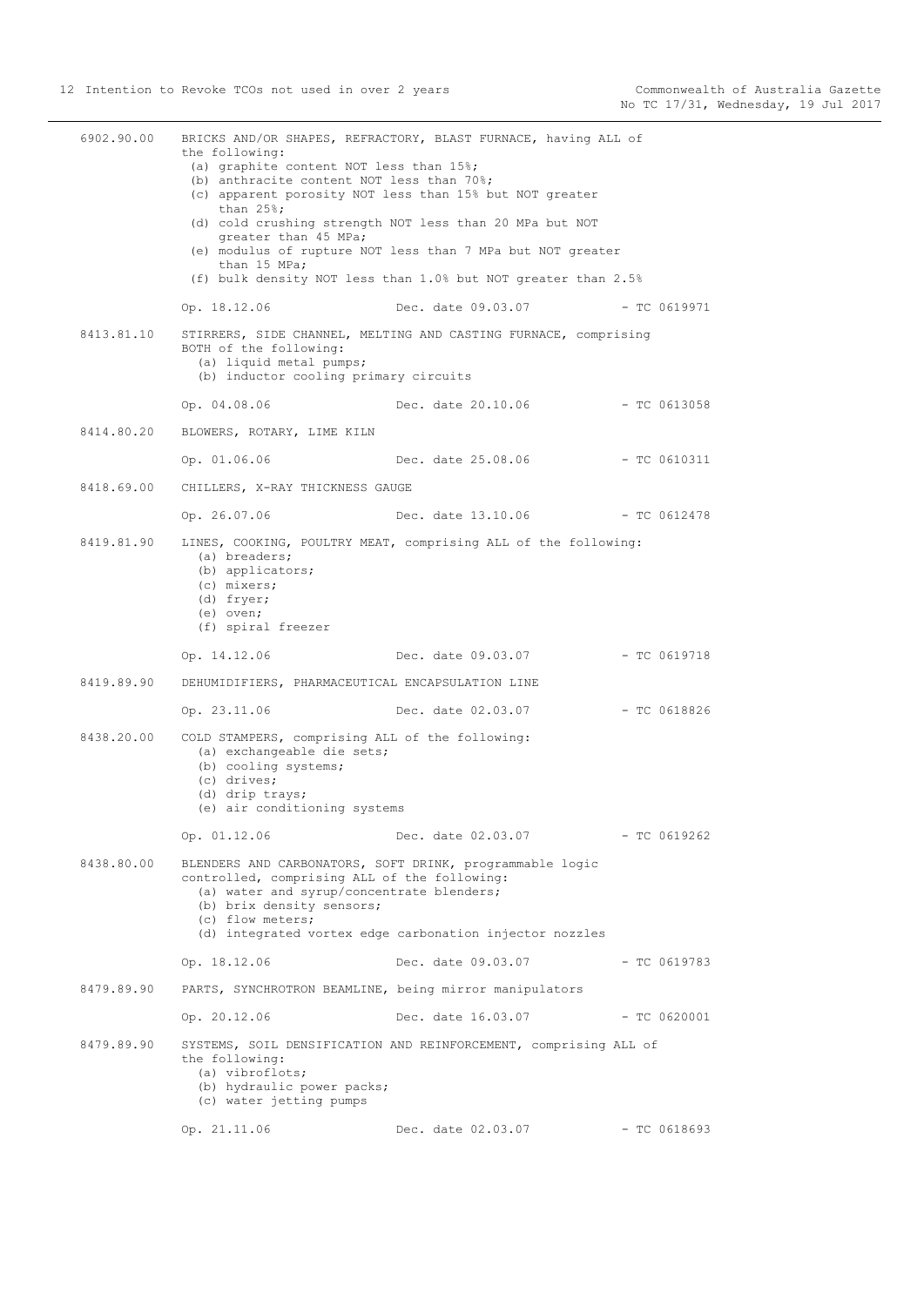6902.90.00 BRICKS AND/OR SHAPES, REFRACTORY, BLAST FURNACE, having ALL of the following:
(a) graphite content NOT less than 15%;
(b) anthracite content NOT less than 70%;
(c) apparent porosity NOT less than 15% but NOT greater than 25%;
(d) cold crushing strength NOT less than 20 MPa but NOT greater than 45 MPa;
(e) modulus of rupture NOT less than 7 MPa but NOT greater than 15 MPa;
(f) bulk density NOT less than 1.0% but NOT greater than 2.5%

Op. 18.12.06 Dec. date 09.03.07 - TC 0619971

8413.81.10 STIRRERS, SIDE CHANNEL, MELTING AND CASTING FURNACE, comprising BOTH of the following:
(a) liquid metal pumps;
(b) inductor cooling primary circuits

Op. 04.08.06 Dec. date 20.10.06 - TC 0613058

8414.80.20 BLOWERS, ROTARY, LIME KILN

Op. 01.06.06 Dec. date 25.08.06 - TC 0610311

8418.69.00 CHILLERS, X-RAY THICKNESS GAUGE

Op. 26.07.06 Dec. date 13.10.06 - TC 0612478

8419.81.90 LINES, COOKING, POULTRY MEAT, comprising ALL of the following:
(a) breaders;
(b) applicators;
(c) mixers;
(d) fryer;
(e) oven;
(f) spiral freezer

Op. 14.12.06 Dec. date 09.03.07 - TC 0619718

8419.89.90 DEHUMIDIFIERS, PHARMACEUTICAL ENCAPSULATION LINE

Op. 23.11.06 Dec. date 02.03.07 - TC 0618826

8438.20.00 COLD STAMPERS, comprising ALL of the following:
(a) exchangeable die sets;
(b) cooling systems;
(c) drives;
(d) drip trays;
(e) air conditioning systems

Op. 01.12.06 Dec. date 02.03.07 - TC 0619262

8438.80.00 BLENDERS AND CARBONATORS, SOFT DRINK, programmable logic controlled, comprising ALL of the following:
(a) water and syrup/concentrate blenders;
(b) brix density sensors;
(c) flow meters;
(d) integrated vortex edge carbonation injector nozzles

Op. 18.12.06 Dec. date 09.03.07 - TC 0619783

8479.89.90 PARTS, SYNCHROTRON BEAMLINE, being mirror manipulators

Op. 20.12.06 Dec. date 16.03.07 - TC 0620001

8479.89.90 SYSTEMS, SOIL DENSIFICATION AND REINFORCEMENT, comprising ALL of the following:
(a) vibroflots;
(b) hydraulic power packs;
(c) water jetting pumps

Op. 21.11.06 Dec. date 02.03.07 - TC 0618693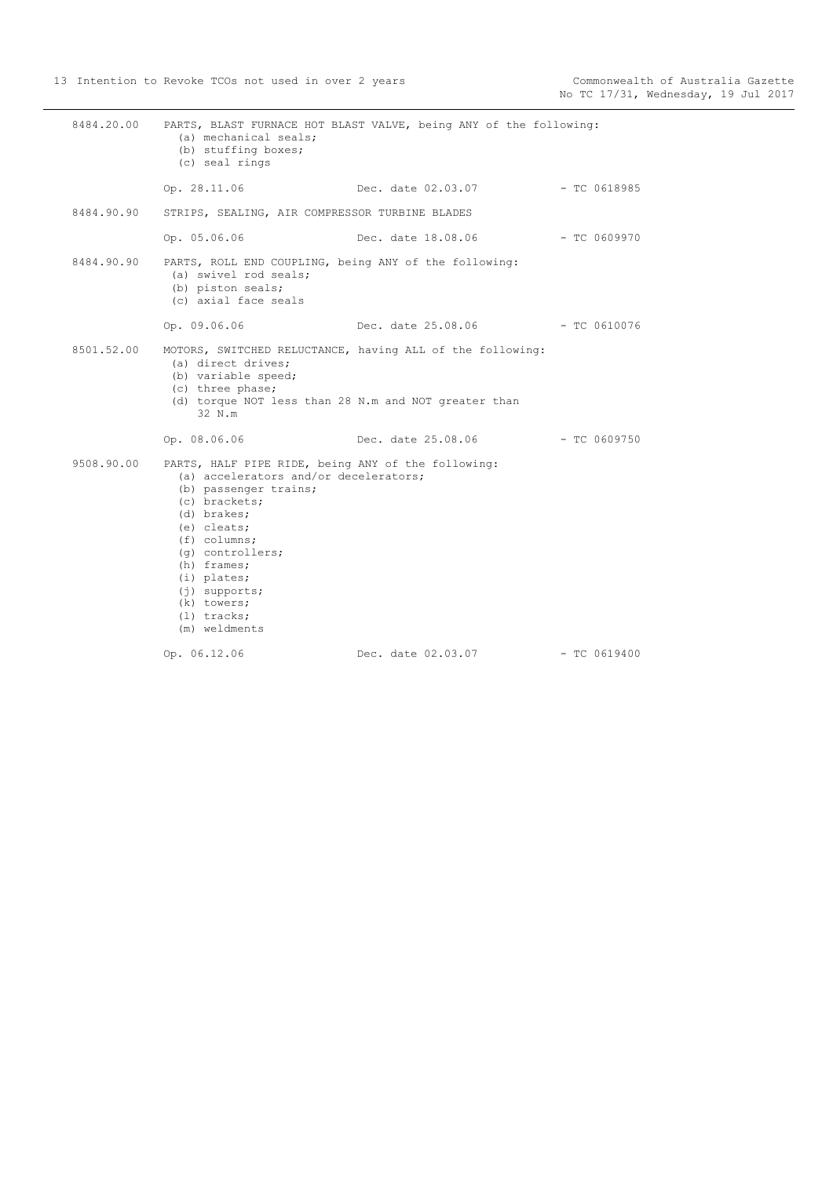8484.20.00 PARTS, BLAST FURNACE HOT BLAST VALVE, being ANY of the following:
(a) mechanical seals;
(b) stuffing boxes;
(c) seal rings

Op. 28.11.06 Dec. date 02.03.07 - TC 0618985

8484.90.90 STRIPS, SEALING, AIR COMPRESSOR TURBINE BLADES

Op. 05.06.06 Dec. date 18.08.06 - TC 0609970

8484.90.90 PARTS, ROLL END COUPLING, being ANY of the following:
(a) swivel rod seals;
(b) piston seals;
(c) axial face seals

Op. 09.06.06 Dec. date 25.08.06 - TC 0610076

8501.52.00 MOTORS, SWITCHED RELUCTANCE, having ALL of the following:
(a) direct drives;
(b) variable speed;
(c) three phase;
(d) torque NOT less than 28 N.m and NOT greater than 32 N.m

Op. 08.06.06 Dec. date 25.08.06 - TC 0609750

9508.90.00 PARTS, HALF PIPE RIDE, being ANY of the following:
(a) accelerators and/or decelerators;
(b) passenger trains;
(c) brackets;
(d) brakes;
(e) cleats;
(f) columns;
(g) controllers;
(h) frames;
(i) plates;
(j) supports;
(k) towers;
(l) tracks;
(m) weldments

Op. 06.12.06 Dec. date 02.03.07 - TC 0619400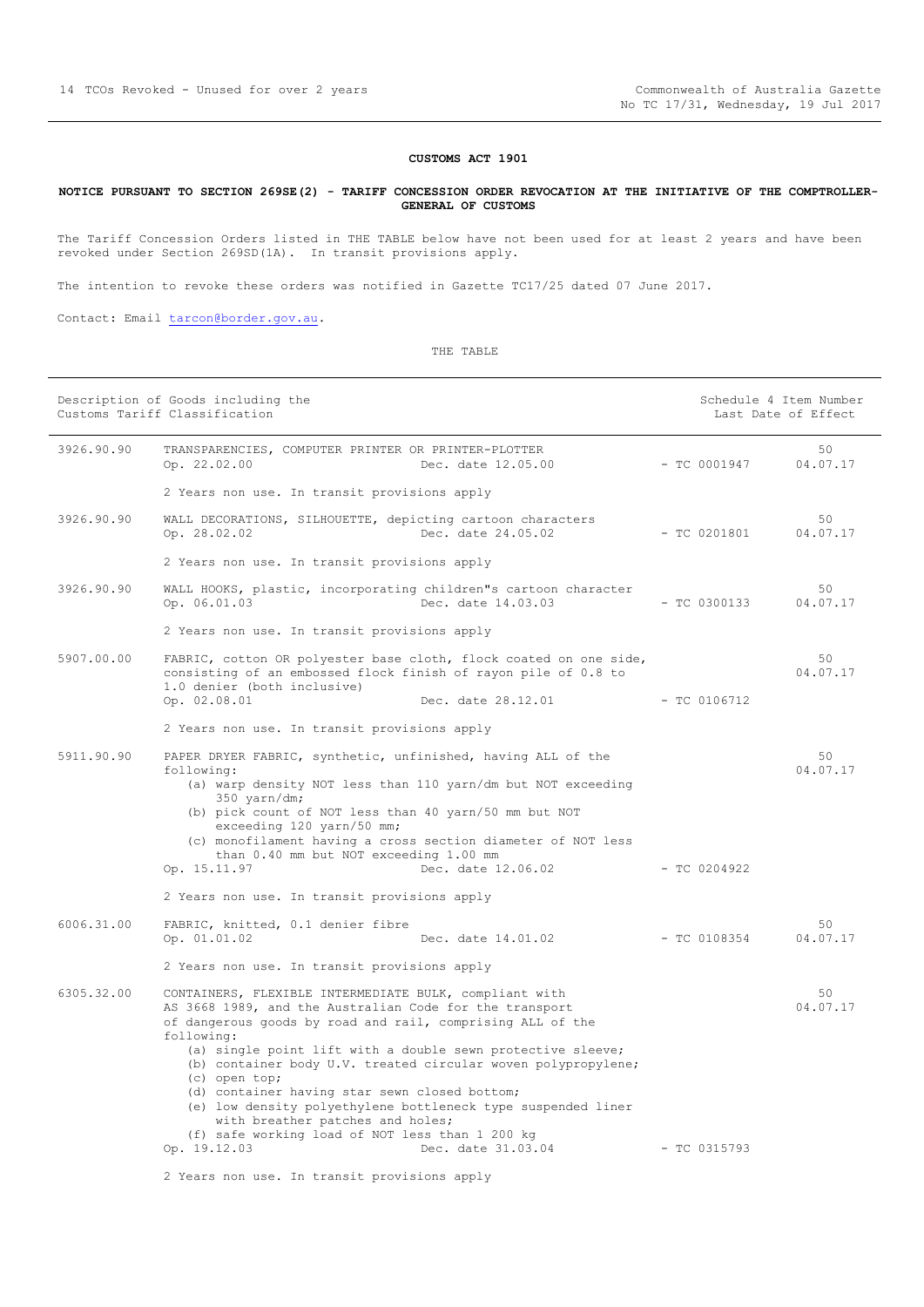**CUSTOMS ACT 1901**

**NOTICE PURSUANT TO SECTION 269SE(2) - TARIFF CONCESSION ORDER REVOCATION AT THE INITIATIVE OF THE COMPTROLLER-GENERAL OF CUSTOMS**

The Tariff Concession Orders listed in THE TABLE below have not been used for at least 2 years and have been revoked under Section 269SD(1A). In transit provisions apply.

The intention to revoke these orders was notified in Gazette TC17/25 dated 07 June 2017.

Contact: Email tarcon@border.gov.au.

THE TABLE

| Description of Goods including the Customs Tariff Classification | | | | Schedule 4 Item Number Last Date of Effect |
|---|---|---|---|---|
| 3926.90.90 | TRANSPARENCIES, COMPUTER PRINTER OR PRINTER-PLOTTER<br>Op. 22.02.00 | Dec. date 12.05.00 | - TC 0001947 | 50<br>04.07.17 |
| | 2 Years non use. In transit provisions apply | | | |
| 3926.90.90 | WALL DECORATIONS, SILHOUETTE, depicting cartoon characters<br>Op. 28.02.02 | Dec. date 24.05.02 | - TC 0201801 | 50<br>04.07.17 |
| | 2 Years non use. In transit provisions apply | | | |
| 3926.90.90 | WALL HOOKS, plastic, incorporating children"s cartoon character<br>Op. 06.01.03 | Dec. date 14.03.03 | - TC 0300133 | 50<br>04.07.17 |
| | 2 Years non use. In transit provisions apply | | | |
| 5907.00.00 | FABRIC, cotton OR polyester base cloth, flock coated on one side, consisting of an embossed flock finish of rayon pile of 0.8 to 1.0 denier (both inclusive)<br>Op. 02.08.01 | Dec. date 28.12.01 | - TC 0106712 | 50<br>04.07.17 |
| | 2 Years non use. In transit provisions apply | | | |
| 5911.90.90 | PAPER DRYER FABRIC, synthetic, unfinished, having ALL of the following:<br>(a) warp density NOT less than 110 yarn/dm but NOT exceeding 350 yarn/dm;<br>(b) pick count of NOT less than 40 yarn/50 mm but NOT exceeding 120 yarn/50 mm;<br>(c) monofilament having a cross section diameter of NOT less than 0.40 mm but NOT exceeding 1.00 mm<br>Op. 15.11.97 | Dec. date 12.06.02 | - TC 0204922 | 50<br>04.07.17 |
| | 2 Years non use. In transit provisions apply | | | |
| 6006.31.00 | FABRIC, knitted, 0.1 denier fibre<br>Op. 01.01.02 | Dec. date 14.01.02 | - TC 0108354 | 50<br>04.07.17 |
| | 2 Years non use. In transit provisions apply | | | |
| 6305.32.00 | CONTAINERS, FLEXIBLE INTERMEDIATE BULK, compliant with AS 3668 1989, and the Australian Code for the transport of dangerous goods by road and rail, comprising ALL of the following:<br>(a) single point lift with a double sewn protective sleeve;<br>(b) container body U.V. treated circular woven polypropylene;<br>(c) open top;<br>(d) container having star sewn closed bottom;<br>(e) low density polyethylene bottleneck type suspended liner with breather patches and holes;<br>(f) safe working load of NOT less than 1 200 kg<br>Op. 19.12.03 | Dec. date 31.03.04 | - TC 0315793 | 50<br>04.07.17 |
| | 2 Years non use. In transit provisions apply | | | |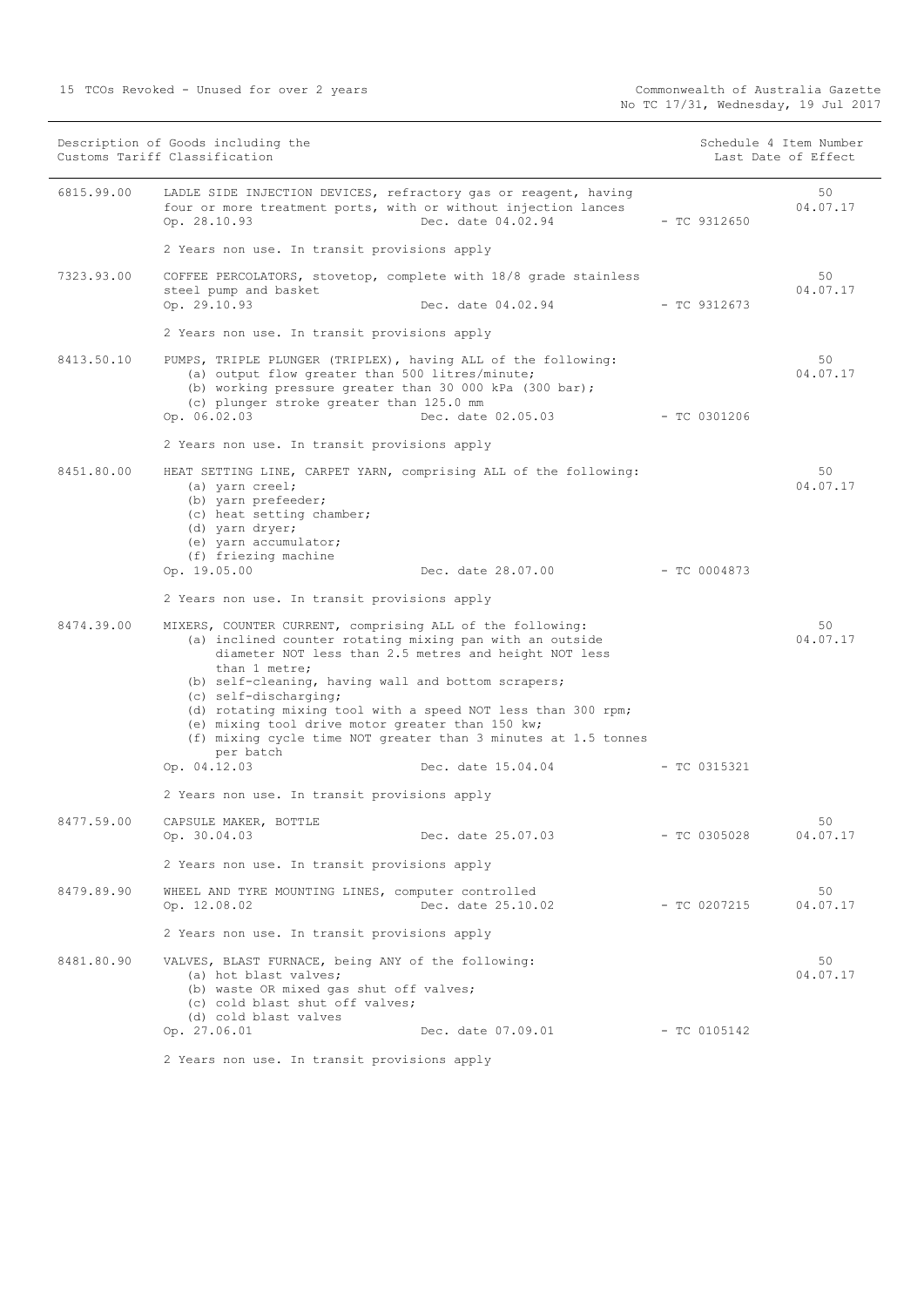| Description of Goods including the Customs Tariff Classification | | | Schedule 4 Item Number Last Date of Effect |
|---|---|---|---|
| 6815.99.00 | LADLE SIDE INJECTION DEVICES, refractory gas or reagent, having four or more treatment ports, with or without injection lances<br>Op. 28.10.93 Dec. date 04.02.94 - TC 9312650<br><br>2 Years non use. In transit provisions apply | | 50<br>04.07.17 |
| 7323.93.00 | COFFEE PERCOLATORS, stovetop, complete with 18/8 grade stainless steel pump and basket<br>Op. 29.10.93 Dec. date 04.02.94 - TC 9312673<br><br>2 Years non use. In transit provisions apply | | 50<br>04.07.17 |
| 8413.50.10 | PUMPS, TRIPLE PLUNGER (TRIPLEX), having ALL of the following:<br>(a) output flow greater than 500 litres/minute;<br>(b) working pressure greater than 30 000 kPa (300 bar);<br>(c) plunger stroke greater than 125.0 mm<br>Op. 06.02.03 Dec. date 02.05.03 - TC 0301206<br><br>2 Years non use. In transit provisions apply | | 50<br>04.07.17 |
| 8451.80.00 | HEAT SETTING LINE, CARPET YARN, comprising ALL of the following:<br>(a) yarn creel;<br>(b) yarn prefeeder;<br>(c) heat setting chamber;<br>(d) yarn dryer;<br>(e) yarn accumulator;<br>(f) friezing machine<br>Op. 19.05.00 Dec. date 28.07.00 - TC 0004873<br><br>2 Years non use. In transit provisions apply | | 50<br>04.07.17 |
| 8474.39.00 | MIXERS, COUNTER CURRENT, comprising ALL of the following:<br>(a) inclined counter rotating mixing pan with an outside diameter NOT less than 2.5 metres and height NOT less than 1 metre;<br>(b) self-cleaning, having wall and bottom scrapers;<br>(c) self-discharging;<br>(d) rotating mixing tool with a speed NOT less than 300 rpm;<br>(e) mixing tool drive motor greater than 150 kw;<br>(f) mixing cycle time NOT greater than 3 minutes at 1.5 tonnes per batch<br>Op. 04.12.03 Dec. date 15.04.04 - TC 0315321<br><br>2 Years non use. In transit provisions apply | | 50<br>04.07.17 |
| 8477.59.00 | CAPSULE MAKER, BOTTLE<br>Op. 30.04.03 Dec. date 25.07.03 - TC 0305028<br><br>2 Years non use. In transit provisions apply | | 50<br>04.07.17 |
| 8479.89.90 | WHEEL AND TYRE MOUNTING LINES, computer controlled<br>Op. 12.08.02 Dec. date 25.10.02 - TC 0207215<br><br>2 Years non use. In transit provisions apply | | 50<br>04.07.17 |
| 8481.80.90 | VALVES, BLAST FURNACE, being ANY of the following:<br>(a) hot blast valves;<br>(b) waste OR mixed gas shut off valves;<br>(c) cold blast shut off valves;<br>(d) cold blast valves<br>Op. 27.06.01 Dec. date 07.09.01 - TC 0105142<br><br>2 Years non use. In transit provisions apply | | 50<br>04.07.17 |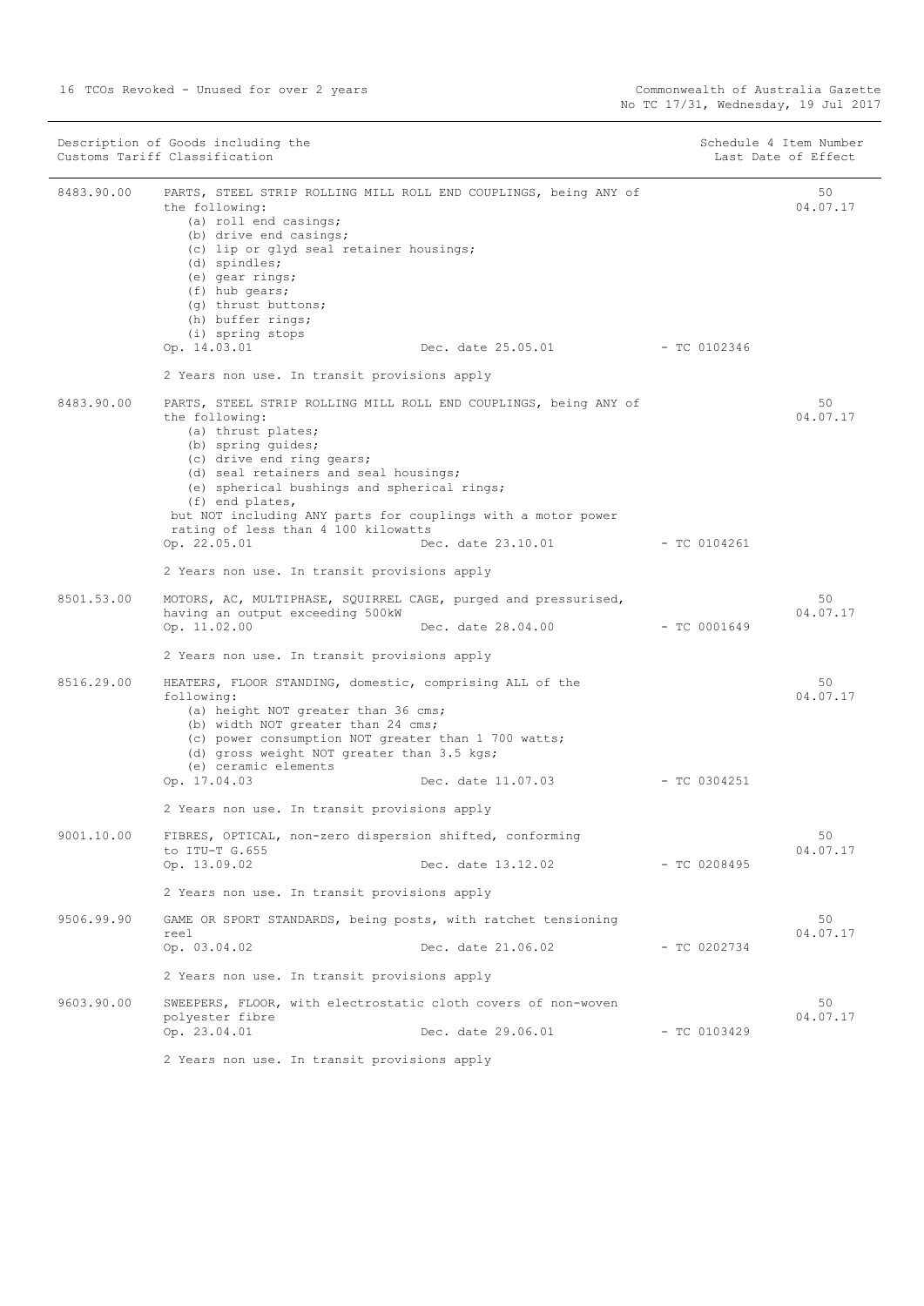| Description of Goods including the Customs Tariff Classification | | | | Schedule 4 Item Number Last Date of Effect |
|---|---|---|---|---|
| 8483.90.00 | PARTS, STEEL STRIP ROLLING MILL ROLL END COUPLINGS, being ANY of the following:<br>(a) roll end casings;<br>(b) drive end casings;<br>(c) lip or glyd seal retainer housings;<br>(d) spindles;<br>(e) gear rings;<br>(f) hub gears;<br>(g) thrust buttons;<br>(h) buffer rings;<br>(i) spring stops<br>Op. 14.03.01 | Dec. date 25.05.01 | - TC 0102346 | 50<br>04.07.17 |
| | 2 Years non use. In transit provisions apply | | | |
| 8483.90.00 | PARTS, STEEL STRIP ROLLING MILL ROLL END COUPLINGS, being ANY of the following:<br>(a) thrust plates;<br>(b) spring guides;<br>(c) drive end ring gears;<br>(d) seal retainers and seal housings;<br>(e) spherical bushings and spherical rings;<br>(f) end plates,<br>but NOT including ANY parts for couplings with a motor power rating of less than 4 100 kilowatts<br>Op. 22.05.01 | Dec. date 23.10.01 | - TC 0104261 | 50<br>04.07.17 |
| | 2 Years non use. In transit provisions apply | | | |
| 8501.53.00 | MOTORS, AC, MULTIPHASE, SQUIRREL CAGE, purged and pressurised, having an output exceeding 500kW<br>Op. 11.02.00 | Dec. date 28.04.00 | - TC 0001649 | 50<br>04.07.17 |
| | 2 Years non use. In transit provisions apply | | | |
| 8516.29.00 | HEATERS, FLOOR STANDING, domestic, comprising ALL of the following:<br>(a) height NOT greater than 36 cms;<br>(b) width NOT greater than 24 cms;<br>(c) power consumption NOT greater than 1 700 watts;<br>(d) gross weight NOT greater than 3.5 kgs;<br>(e) ceramic elements<br>Op. 17.04.03 | Dec. date 11.07.03 | - TC 0304251 | 50<br>04.07.17 |
| | 2 Years non use. In transit provisions apply | | | |
| 9001.10.00 | FIBRES, OPTICAL, non-zero dispersion shifted, conforming to ITU-T G.655<br>Op. 13.09.02 | Dec. date 13.12.02 | - TC 0208495 | 50<br>04.07.17 |
| | 2 Years non use. In transit provisions apply | | | |
| 9506.99.90 | GAME OR SPORT STANDARDS, being posts, with ratchet tensioning reel<br>Op. 03.04.02 | Dec. date 21.06.02 | - TC 0202734 | 50<br>04.07.17 |
| | 2 Years non use. In transit provisions apply | | | |
| 9603.90.00 | SWEEPERS, FLOOR, with electrostatic cloth covers of non-woven polyester fibre<br>Op. 23.04.01 | Dec. date 29.06.01 | - TC 0103429 | 50<br>04.07.17 |
| | 2 Years non use. In transit provisions apply | | | |